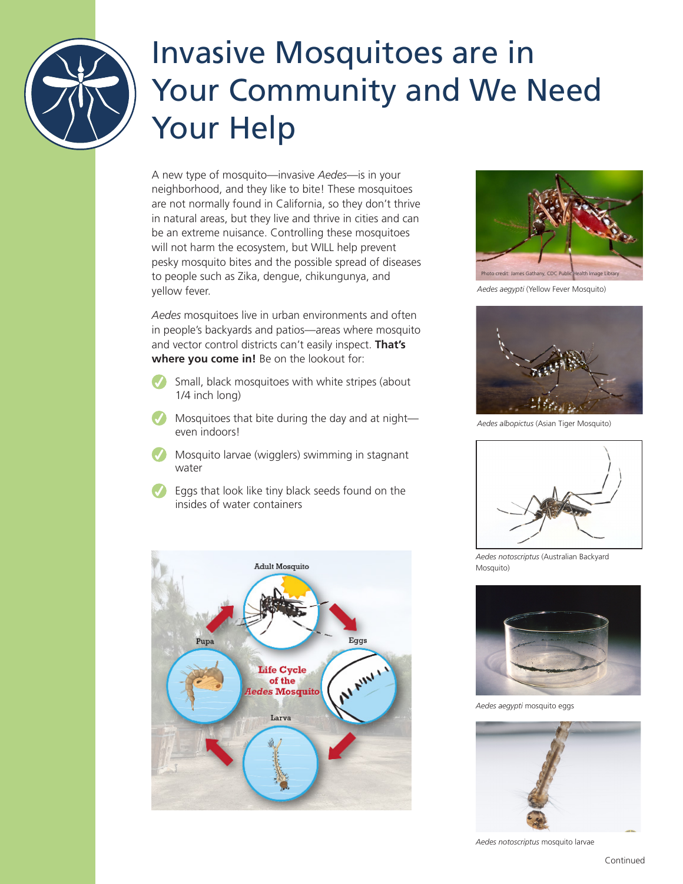# Invasive Mosquitoes are in Your Community and We Need Your Help

A new type of mosquito—invasive *Aedes*—is in your neighborhood, and they like to bite! These mosquitoes are not normally found in California, so they don't thrive in natural areas, but they live and thrive in cities and can be an extreme nuisance. Controlling these mosquitoes will not harm the ecosystem, but WILL help prevent pesky mosquito bites and the possible spread of diseases to people such as Zika, dengue, chikungunya, and yellow fever.

*Aedes* mosquitoes live in urban environments and often in people's backyards and patios—areas where mosquito and vector control districts can't easily inspect. **That's where you come in!** Be on the lookout for:

- Small, black mosquitoes with white stripes (about 1/4 inch long)
- Mosquitoes that bite during the day and at night—even indoors!
- Mosquito larvae (wigglers) swimming in stagnant water
- Eggs that look like tiny black seeds found on the insides of water containers

Adult Mosquito

Eggs

Larva

Pupa

Life Cycle of the *Aedes* Mosquito

Photo credit: James Gathany, CDC Public Health Image Library

*Aedes aegypti* (Yellow Fever Mosquito)

*Aedes albopictus* (Asian Tiger Mosquito)

*Aedes notoscriptus* (Australian Backyard Mosquito)

*Aedes aegypti* mosquito eggs

*Aedes notoscriptus* mosquito larvae

Continued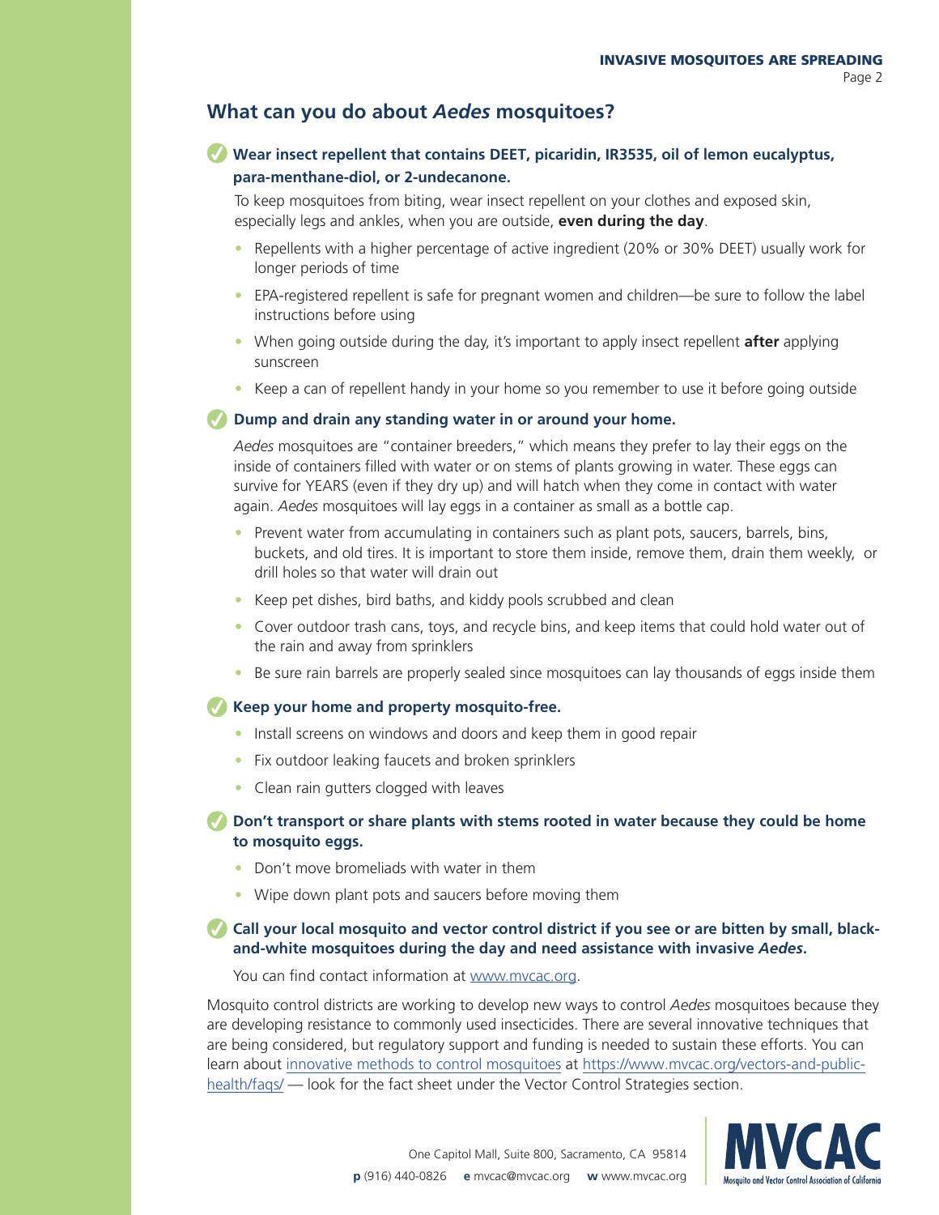## What can you do about *Aedes* mosquitoes?

**Wear insect repellent that contains DEET, picaridin, IR3535, oil of lemon eucalyptus, para-menthane-diol, or 2-undecanone.**

To keep mosquitoes from biting, wear insect repellent on your clothes and exposed skin, especially legs and ankles, when you are outside, **even during the day**.

- Repellents with a higher percentage of active ingredient (20% or 30% DEET) usually work for longer periods of time
- EPA-registered repellent is safe for pregnant women and children—be sure to follow the label instructions before using
- When going outside during the day, it's important to apply insect repellent **after** applying sunscreen
- Keep a can of repellent handy in your home so you remember to use it before going outside

**Dump and drain any standing water in or around your home.**

*Aedes* mosquitoes are "container breeders," which means they prefer to lay their eggs on the inside of containers filled with water or on stems of plants growing in water. These eggs can survive for YEARS (even if they dry up) and will hatch when they come in contact with water again. *Aedes* mosquitoes will lay eggs in a container as small as a bottle cap.

- Prevent water from accumulating in containers such as plant pots, saucers, barrels, bins, buckets, and old tires. It is important to store them inside, remove them, drain them weekly, or drill holes so that water will drain out
- Keep pet dishes, bird baths, and kiddy pools scrubbed and clean
- Cover outdoor trash cans, toys, and recycle bins, and keep items that could hold water out of the rain and away from sprinklers
- Be sure rain barrels are properly sealed since mosquitoes can lay thousands of eggs inside them

**Keep your home and property mosquito-free.**

- Install screens on windows and doors and keep them in good repair
- Fix outdoor leaking faucets and broken sprinklers
- Clean rain gutters clogged with leaves

**Don't transport or share plants with stems rooted in water because they could be home to mosquito eggs.**

- Don't move bromeliads with water in them
- Wipe down plant pots and saucers before moving them

**Call your local mosquito and vector control district if you see or are bitten by small, black-and-white mosquitoes during the day and need assistance with invasive *Aedes*.**

You can find contact information at www.mvcac.org.

Mosquito control districts are working to develop new ways to control *Aedes* mosquitoes because they are developing resistance to commonly used insecticides. There are several innovative techniques that are being considered, but regulatory support and funding is needed to sustain these efforts. You can learn about innovative methods to control mosquitoes at https://www.mvcac.org/vectors-and-public-health/faqs/ — look for the fact sheet under the Vector Control Strategies section.

One Capitol Mall, Suite 800, Sacramento, CA 95814
**p** (916) 440-0826 **e** mvcac@mvcac.org **w** www.mvcac.org

MVCAC
Mosquito and Vector Control Association of California